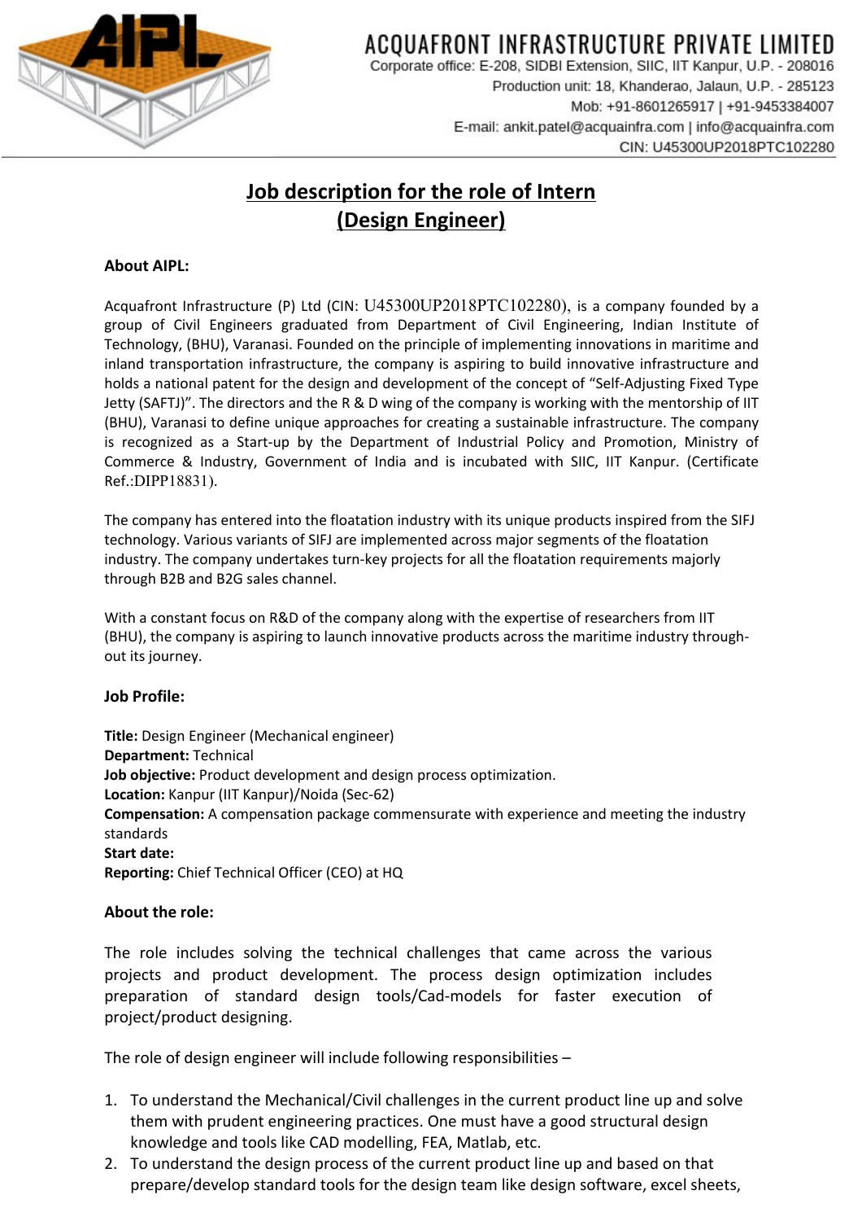ACQUAFRONT INFRASTRUCTURE PRIVATE LIMITED
Corporate office: E-208, SIDBI Extension, SIIC, IIT Kanpur, U.P. - 208016
Production unit: 18, Khanderao, Jalaun, U.P. - 285123
Mob: +91-8601265917 | +91-9453384007
E-mail: ankit.patel@acquainfra.com | info@acquainfra.com
CIN: U45300UP2018PTC102280

# Job description for the role of Intern (Design Engineer)

### About AIPL:

Acquafront Infrastructure (P) Ltd (CIN: U45300UP2018PTC102280), is a company founded by a group of Civil Engineers graduated from Department of Civil Engineering, Indian Institute of Technology, (BHU), Varanasi. Founded on the principle of implementing innovations in maritime and inland transportation infrastructure, the company is aspiring to build innovative infrastructure and holds a national patent for the design and development of the concept of "Self-Adjusting Fixed Type Jetty (SAFTJ)". The directors and the R & D wing of the company is working with the mentorship of IIT (BHU), Varanasi to define unique approaches for creating a sustainable infrastructure. The company is recognized as a Start-up by the Department of Industrial Policy and Promotion, Ministry of Commerce & Industry, Government of India and is incubated with SIIC, IIT Kanpur. (Certificate Ref.:DIPP18831).

The company has entered into the floatation industry with its unique products inspired from the SIFJ technology. Various variants of SIFJ are implemented across major segments of the floatation industry. The company undertakes turn-key projects for all the floatation requirements majorly through B2B and B2G sales channel.

With a constant focus on R&D of the company along with the expertise of researchers from IIT (BHU), the company is aspiring to launch innovative products across the maritime industry through-out its journey.

### Job Profile:

**Title:** Design Engineer (Mechanical engineer)
**Department:** Technical
**Job objective:** Product development and design process optimization.
**Location:** Kanpur (IIT Kanpur)/Noida (Sec-62)
**Compensation:** A compensation package commensurate with experience and meeting the industry standards
**Start date:**
**Reporting:** Chief Technical Officer (CEO) at HQ

### About the role:

The role includes solving the technical challenges that came across the various projects and product development. The process design optimization includes preparation of standard design tools/Cad-models for faster execution of project/product designing.

The role of design engineer will include following responsibilities –

1. To understand the Mechanical/Civil challenges in the current product line up and solve them with prudent engineering practices. One must have a good structural design knowledge and tools like CAD modelling, FEA, Matlab, etc.
2. To understand the design process of the current product line up and based on that prepare/develop standard tools for the design team like design software, excel sheets,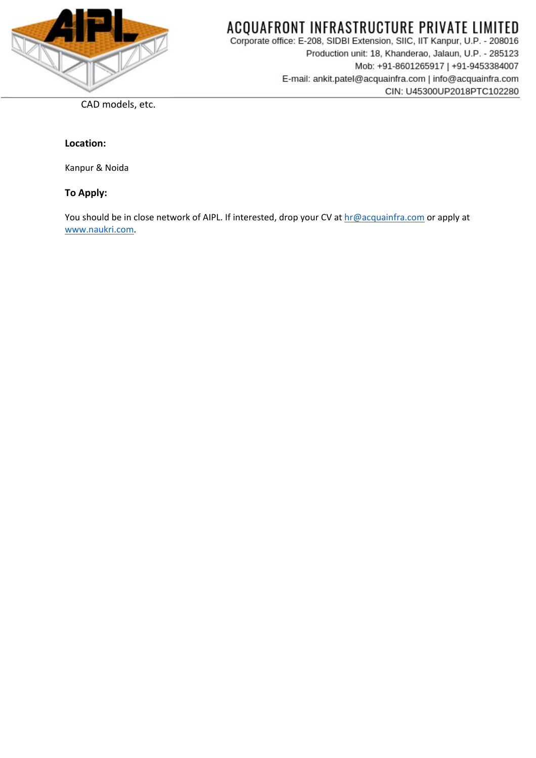CAD models, etc.

**Location:**

Kanpur & Noida

**To Apply:**

You should be in close network of AIPL. If interested, drop your CV at hr@acquainfra.com or apply at www.naukri.com.